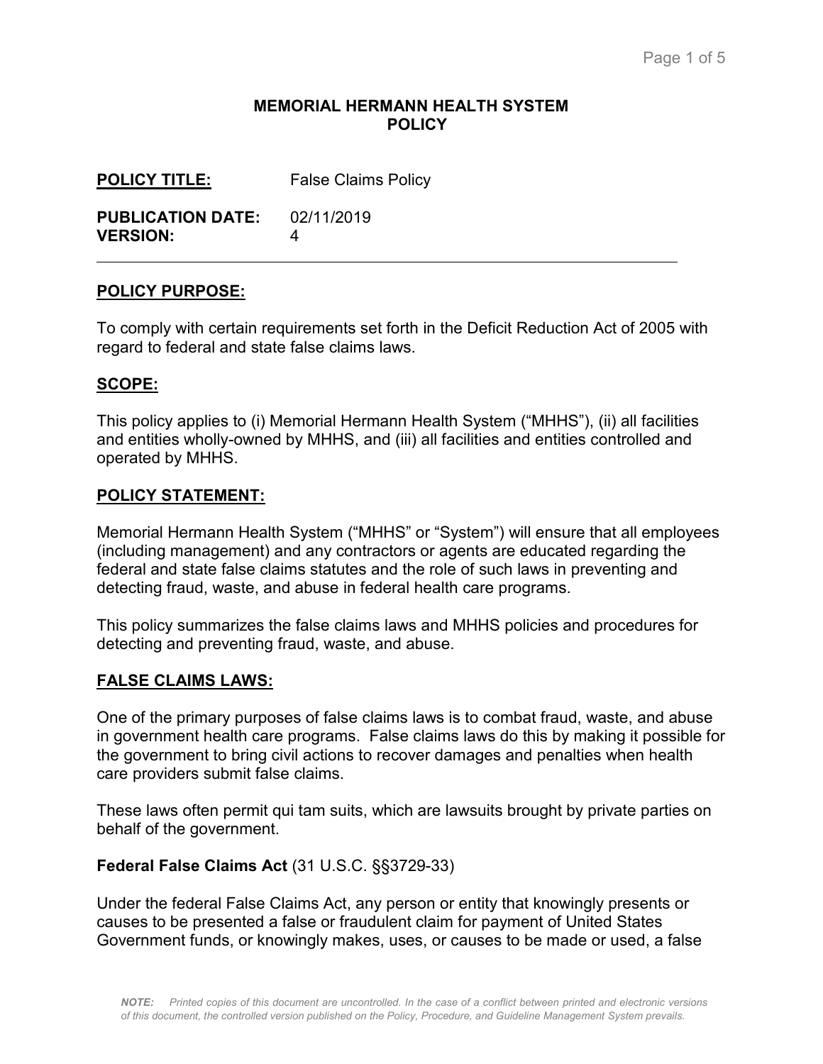**MEMORIAL HERMANN HEALTH SYSTEM**
**POLICY**

**POLICY TITLE:** False Claims Policy

**PUBLICATION DATE:** 02/11/2019
**VERSION:** 4

---

## POLICY PURPOSE:

To comply with certain requirements set forth in the Deficit Reduction Act of 2005 with regard to federal and state false claims laws.

## SCOPE:

This policy applies to (i) Memorial Hermann Health System ("MHHS"), (ii) all facilities and entities wholly-owned by MHHS, and (iii) all facilities and entities controlled and operated by MHHS.

## POLICY STATEMENT:

Memorial Hermann Health System ("MHHS" or "System") will ensure that all employees (including management) and any contractors or agents are educated regarding the federal and state false claims statutes and the role of such laws in preventing and detecting fraud, waste, and abuse in federal health care programs.

This policy summarizes the false claims laws and MHHS policies and procedures for detecting and preventing fraud, waste, and abuse.

## FALSE CLAIMS LAWS:

One of the primary purposes of false claims laws is to combat fraud, waste, and abuse in government health care programs. False claims laws do this by making it possible for the government to bring civil actions to recover damages and penalties when health care providers submit false claims.

These laws often permit qui tam suits, which are lawsuits brought by private parties on behalf of the government.

**Federal False Claims Act** (31 U.S.C. §§3729-33)

Under the federal False Claims Act, any person or entity that knowingly presents or causes to be presented a false or fraudulent claim for payment of United States Government funds, or knowingly makes, uses, or causes to be made or used, a false

*NOTE: Printed copies of this document are uncontrolled. In the case of a conflict between printed and electronic versions of this document, the controlled version published on the Policy, Procedure, and Guideline Management System prevails.*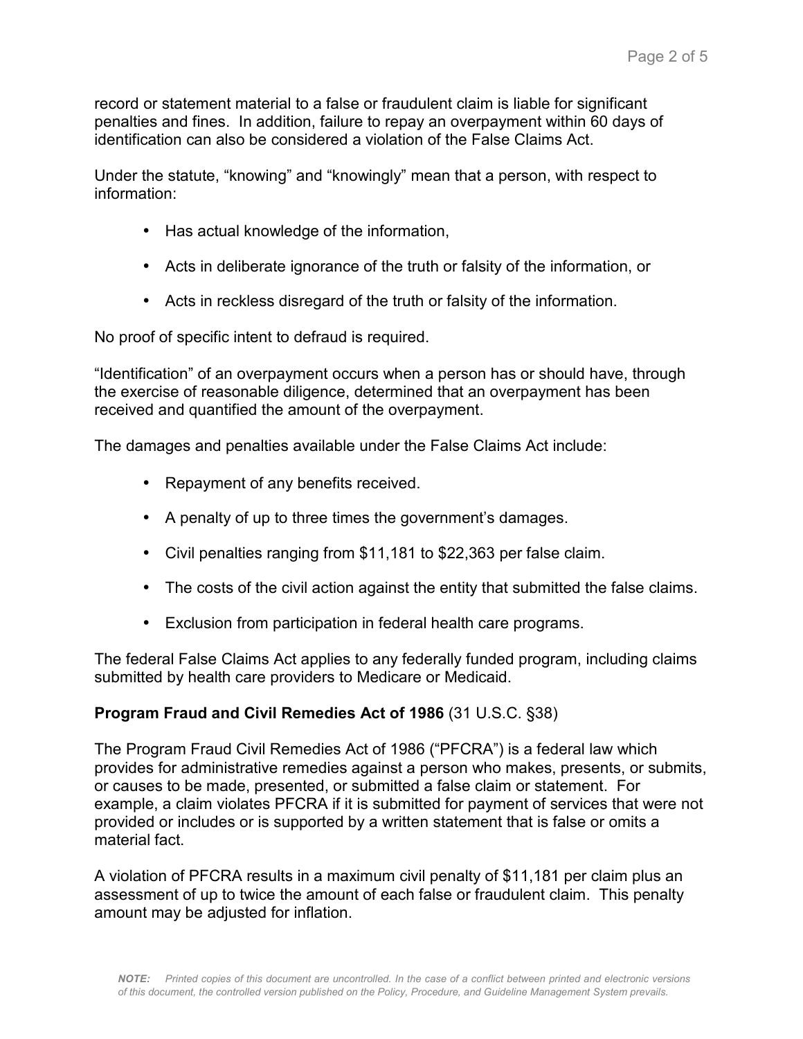record or statement material to a false or fraudulent claim is liable for significant penalties and fines. In addition, failure to repay an overpayment within 60 days of identification can also be considered a violation of the False Claims Act.

Under the statute, "knowing" and "knowingly" mean that a person, with respect to information:

- Has actual knowledge of the information,
- Acts in deliberate ignorance of the truth or falsity of the information, or
- Acts in reckless disregard of the truth or falsity of the information.

No proof of specific intent to defraud is required.

"Identification" of an overpayment occurs when a person has or should have, through the exercise of reasonable diligence, determined that an overpayment has been received and quantified the amount of the overpayment.

The damages and penalties available under the False Claims Act include:

- Repayment of any benefits received.
- A penalty of up to three times the government's damages.
- Civil penalties ranging from $11,181 to $22,363 per false claim.
- The costs of the civil action against the entity that submitted the false claims.
- Exclusion from participation in federal health care programs.

The federal False Claims Act applies to any federally funded program, including claims submitted by health care providers to Medicare or Medicaid.

**Program Fraud and Civil Remedies Act of 1986** (31 U.S.C. §38)

The Program Fraud Civil Remedies Act of 1986 ("PFCRA") is a federal law which provides for administrative remedies against a person who makes, presents, or submits, or causes to be made, presented, or submitted a false claim or statement. For example, a claim violates PFCRA if it is submitted for payment of services that were not provided or includes or is supported by a written statement that is false or omits a material fact.

A violation of PFCRA results in a maximum civil penalty of $11,181 per claim plus an assessment of up to twice the amount of each false or fraudulent claim. This penalty amount may be adjusted for inflation.

***NOTE:*** *Printed copies of this document are uncontrolled. In the case of a conflict between printed and electronic versions of this document, the controlled version published on the Policy, Procedure, and Guideline Management System prevails.*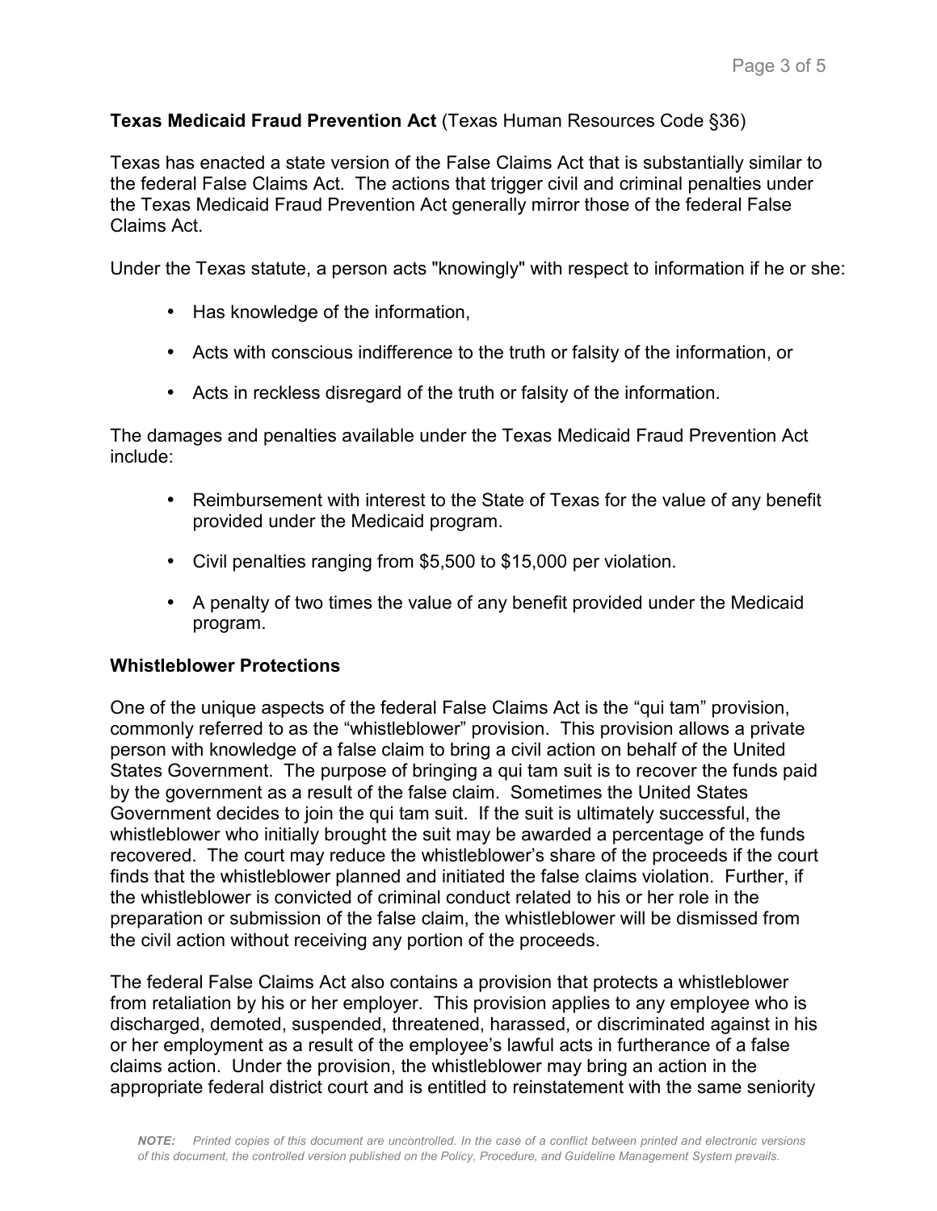**Texas Medicaid Fraud Prevention Act** (Texas Human Resources Code §36)

Texas has enacted a state version of the False Claims Act that is substantially similar to the federal False Claims Act. The actions that trigger civil and criminal penalties under the Texas Medicaid Fraud Prevention Act generally mirror those of the federal False Claims Act.

Under the Texas statute, a person acts "knowingly" with respect to information if he or she:

- Has knowledge of the information,
- Acts with conscious indifference to the truth or falsity of the information, or
- Acts in reckless disregard of the truth or falsity of the information.

The damages and penalties available under the Texas Medicaid Fraud Prevention Act include:

- Reimbursement with interest to the State of Texas for the value of any benefit provided under the Medicaid program.
- Civil penalties ranging from $5,500 to $15,000 per violation.
- A penalty of two times the value of any benefit provided under the Medicaid program.

**Whistleblower Protections**

One of the unique aspects of the federal False Claims Act is the "qui tam" provision, commonly referred to as the "whistleblower" provision. This provision allows a private person with knowledge of a false claim to bring a civil action on behalf of the United States Government. The purpose of bringing a qui tam suit is to recover the funds paid by the government as a result of the false claim. Sometimes the United States Government decides to join the qui tam suit. If the suit is ultimately successful, the whistleblower who initially brought the suit may be awarded a percentage of the funds recovered. The court may reduce the whistleblower's share of the proceeds if the court finds that the whistleblower planned and initiated the false claims violation. Further, if the whistleblower is convicted of criminal conduct related to his or her role in the preparation or submission of the false claim, the whistleblower will be dismissed from the civil action without receiving any portion of the proceeds.

The federal False Claims Act also contains a provision that protects a whistleblower from retaliation by his or her employer. This provision applies to any employee who is discharged, demoted, suspended, threatened, harassed, or discriminated against in his or her employment as a result of the employee's lawful acts in furtherance of a false claims action. Under the provision, the whistleblower may bring an action in the appropriate federal district court and is entitled to reinstatement with the same seniority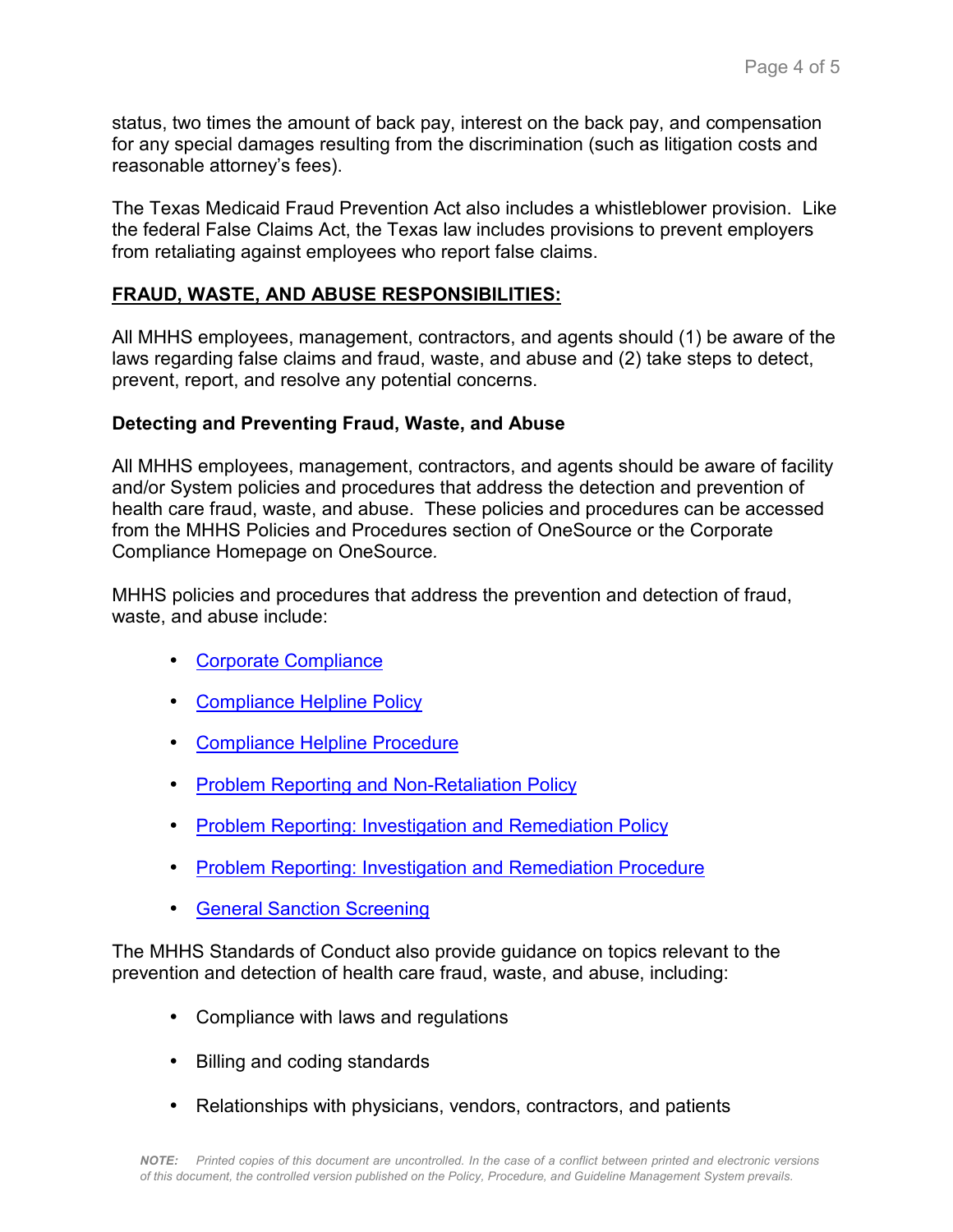status, two times the amount of back pay, interest on the back pay, and compensation for any special damages resulting from the discrimination (such as litigation costs and reasonable attorney's fees).

The Texas Medicaid Fraud Prevention Act also includes a whistleblower provision. Like the federal False Claims Act, the Texas law includes provisions to prevent employers from retaliating against employees who report false claims.

## FRAUD, WASTE, AND ABUSE RESPONSIBILITIES:

All MHHS employees, management, contractors, and agents should (1) be aware of the laws regarding false claims and fraud, waste, and abuse and (2) take steps to detect, prevent, report, and resolve any potential concerns.

### Detecting and Preventing Fraud, Waste, and Abuse

All MHHS employees, management, contractors, and agents should be aware of facility and/or System policies and procedures that address the detection and prevention of health care fraud, waste, and abuse. These policies and procedures can be accessed from the MHHS Policies and Procedures section of OneSource or the Corporate Compliance Homepage on OneSource.

MHHS policies and procedures that address the prevention and detection of fraud, waste, and abuse include:

- Corporate Compliance
- Compliance Helpline Policy
- Compliance Helpline Procedure
- Problem Reporting and Non-Retaliation Policy
- Problem Reporting: Investigation and Remediation Policy
- Problem Reporting: Investigation and Remediation Procedure
- General Sanction Screening

The MHHS Standards of Conduct also provide guidance on topics relevant to the prevention and detection of health care fraud, waste, and abuse, including:

- Compliance with laws and regulations
- Billing and coding standards
- Relationships with physicians, vendors, contractors, and patients

*NOTE: Printed copies of this document are uncontrolled. In the case of a conflict between printed and electronic versions of this document, the controlled version published on the Policy, Procedure, and Guideline Management System prevails.*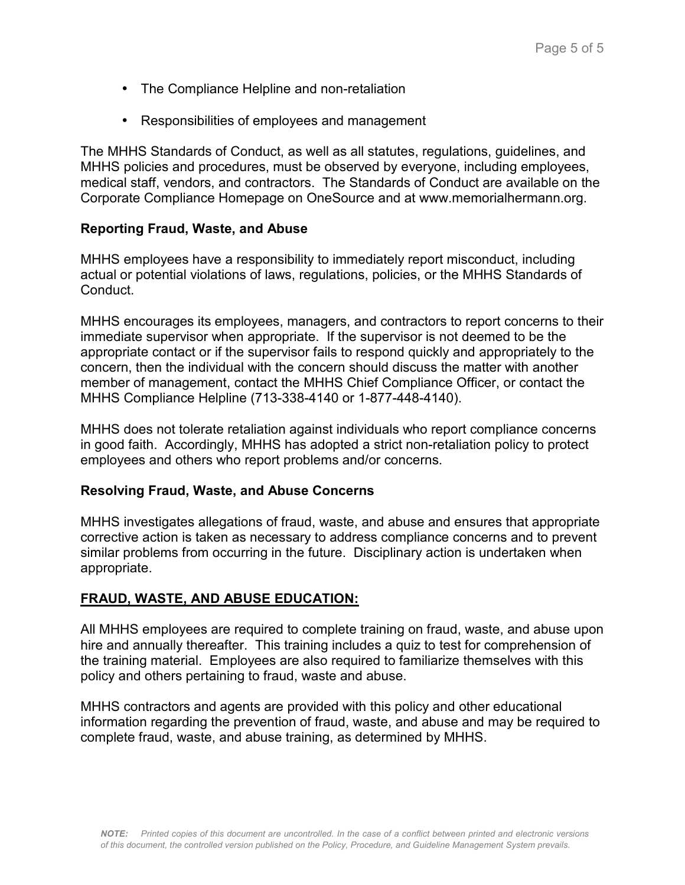- The Compliance Helpline and non-retaliation
- Responsibilities of employees and management

The MHHS Standards of Conduct, as well as all statutes, regulations, guidelines, and MHHS policies and procedures, must be observed by everyone, including employees, medical staff, vendors, and contractors. The Standards of Conduct are available on the Corporate Compliance Homepage on OneSource and at www.memorialhermann.org.

**Reporting Fraud, Waste, and Abuse**

MHHS employees have a responsibility to immediately report misconduct, including actual or potential violations of laws, regulations, policies, or the MHHS Standards of Conduct.

MHHS encourages its employees, managers, and contractors to report concerns to their immediate supervisor when appropriate. If the supervisor is not deemed to be the appropriate contact or if the supervisor fails to respond quickly and appropriately to the concern, then the individual with the concern should discuss the matter with another member of management, contact the MHHS Chief Compliance Officer, or contact the MHHS Compliance Helpline (713-338-4140 or 1-877-448-4140).

MHHS does not tolerate retaliation against individuals who report compliance concerns in good faith. Accordingly, MHHS has adopted a strict non-retaliation policy to protect employees and others who report problems and/or concerns.

**Resolving Fraud, Waste, and Abuse Concerns**

MHHS investigates allegations of fraud, waste, and abuse and ensures that appropriate corrective action is taken as necessary to address compliance concerns and to prevent similar problems from occurring in the future. Disciplinary action is undertaken when appropriate.

## FRAUD, WASTE, AND ABUSE EDUCATION:

All MHHS employees are required to complete training on fraud, waste, and abuse upon hire and annually thereafter. This training includes a quiz to test for comprehension of the training material. Employees are also required to familiarize themselves with this policy and others pertaining to fraud, waste and abuse.

MHHS contractors and agents are provided with this policy and other educational information regarding the prevention of fraud, waste, and abuse and may be required to complete fraud, waste, and abuse training, as determined by MHHS.

***NOTE:*** *Printed copies of this document are uncontrolled. In the case of a conflict between printed and electronic versions of this document, the controlled version published on the Policy, Procedure, and Guideline Management System prevails.*